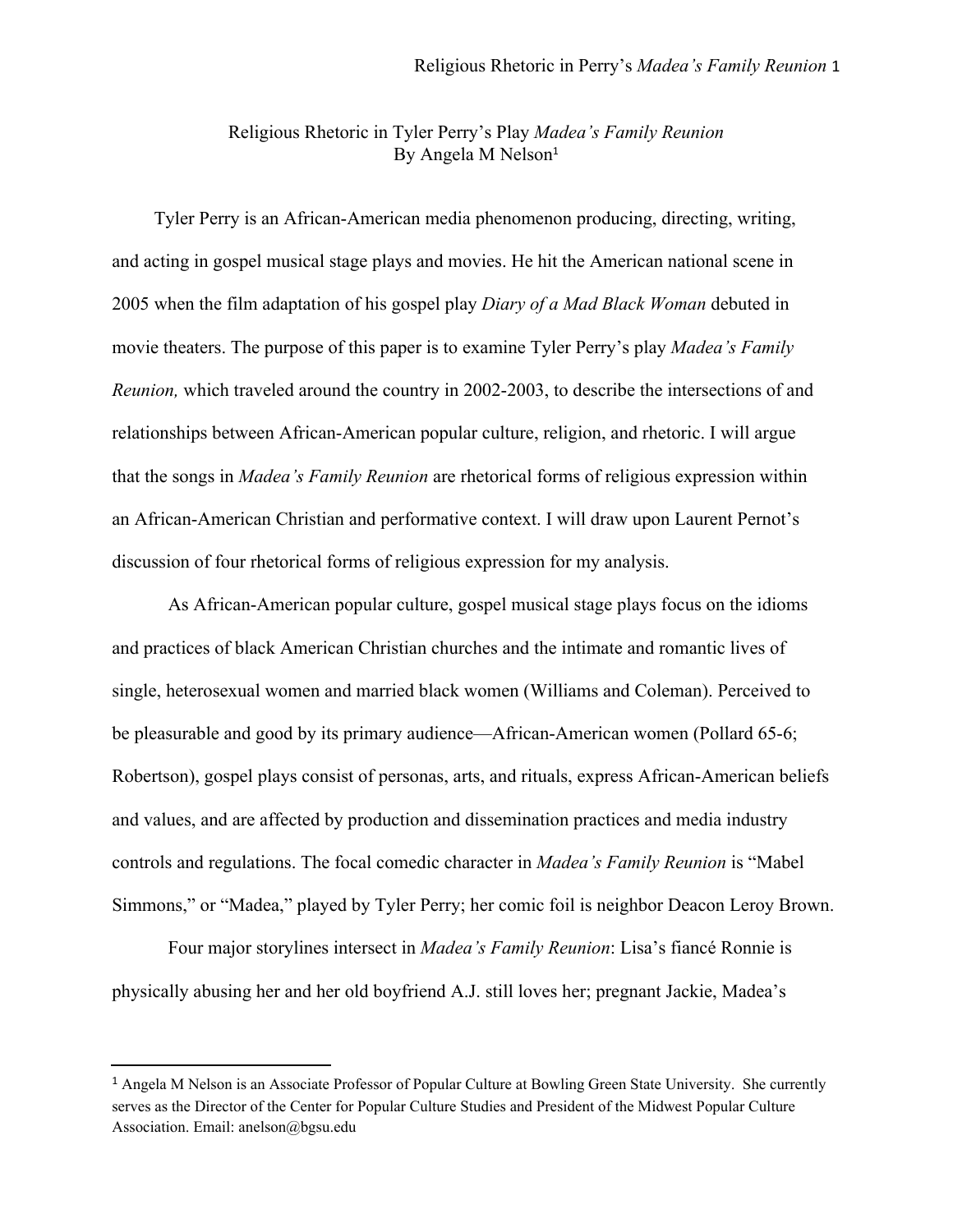# Religious Rhetoric in Tyler Perry's Play *Madea's Family Reunion*

By Angela M Nelson[1]

Tyler Perry is an African-American media phenomenon producing, directing, writing, and acting in gospel musical stage plays and movies. He hit the American national scene in 2005 when the film adaptation of his gospel play *Diary of a Mad Black Woman* debuted in movie theaters. The purpose of this paper is to examine Tyler Perry's play *Madea's Family Reunion,* which traveled around the country in 2002-2003, to describe the intersections of and relationships between African-American popular culture, religion, and rhetoric. I will argue that the songs in *Madea's Family Reunion* are rhetorical forms of religious expression within an African-American Christian and performative context. I will draw upon Laurent Pernot's discussion of four rhetorical forms of religious expression for my analysis.

As African-American popular culture, gospel musical stage plays focus on the idioms and practices of black American Christian churches and the intimate and romantic lives of single, heterosexual women and married black women (Williams and Coleman). Perceived to be pleasurable and good by its primary audience—African-American women (Pollard 65-6; Robertson), gospel plays consist of personas, arts, and rituals, express African-American beliefs and values, and are affected by production and dissemination practices and media industry controls and regulations. The focal comedic character in *Madea's Family Reunion* is "Mabel Simmons," or "Madea," played by Tyler Perry; her comic foil is neighbor Deacon Leroy Brown.

Four major storylines intersect in *Madea's Family Reunion*: Lisa's fiancé Ronnie is physically abusing her and her old boyfriend A.J. still loves her; pregnant Jackie, Madea's

---

[1] Angela M Nelson is an Associate Professor of Popular Culture at Bowling Green State University. She currently serves as the Director of the Center for Popular Culture Studies and President of the Midwest Popular Culture Association. Email: anelson@bgsu.edu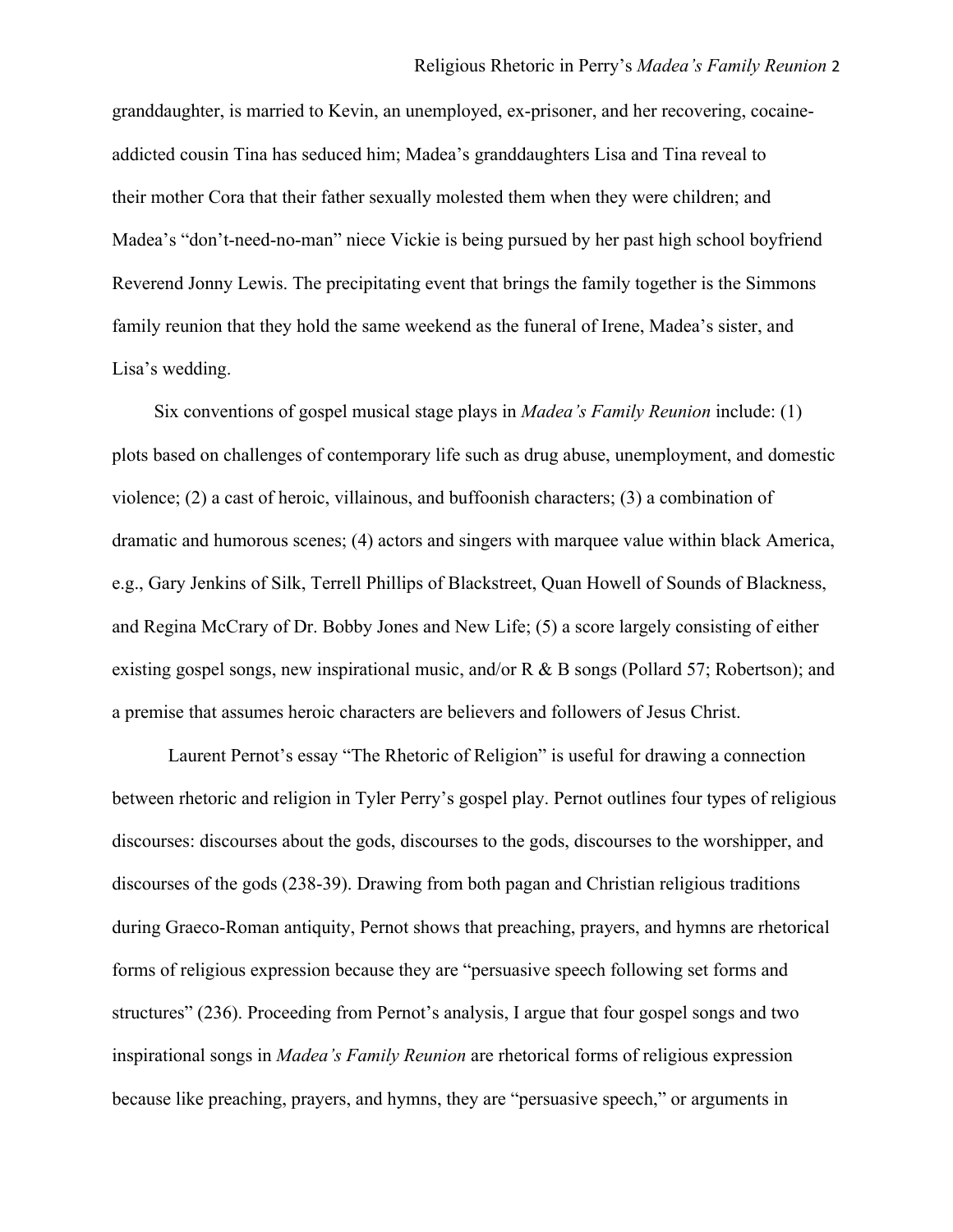granddaughter, is married to Kevin, an unemployed, ex-prisoner, and her recovering, cocaine-addicted cousin Tina has seduced him; Madea's granddaughters Lisa and Tina reveal to their mother Cora that their father sexually molested them when they were children; and Madea's "don't-need-no-man" niece Vickie is being pursued by her past high school boyfriend Reverend Jonny Lewis. The precipitating event that brings the family together is the Simmons family reunion that they hold the same weekend as the funeral of Irene, Madea's sister, and Lisa's wedding.

Six conventions of gospel musical stage plays in *Madea's Family Reunion* include: (1) plots based on challenges of contemporary life such as drug abuse, unemployment, and domestic violence; (2) a cast of heroic, villainous, and buffoonish characters; (3) a combination of dramatic and humorous scenes; (4) actors and singers with marquee value within black America, e.g., Gary Jenkins of Silk, Terrell Phillips of Blackstreet, Quan Howell of Sounds of Blackness, and Regina McCrary of Dr. Bobby Jones and New Life; (5) a score largely consisting of either existing gospel songs, new inspirational music, and/or R & B songs (Pollard 57; Robertson); and a premise that assumes heroic characters are believers and followers of Jesus Christ.

Laurent Pernot's essay "The Rhetoric of Religion" is useful for drawing a connection between rhetoric and religion in Tyler Perry's gospel play. Pernot outlines four types of religious discourses: discourses about the gods, discourses to the gods, discourses to the worshipper, and discourses of the gods (238-39). Drawing from both pagan and Christian religious traditions during Graeco-Roman antiquity, Pernot shows that preaching, prayers, and hymns are rhetorical forms of religious expression because they are "persuasive speech following set forms and structures" (236). Proceeding from Pernot's analysis, I argue that four gospel songs and two inspirational songs in *Madea's Family Reunion* are rhetorical forms of religious expression because like preaching, prayers, and hymns, they are "persuasive speech," or arguments in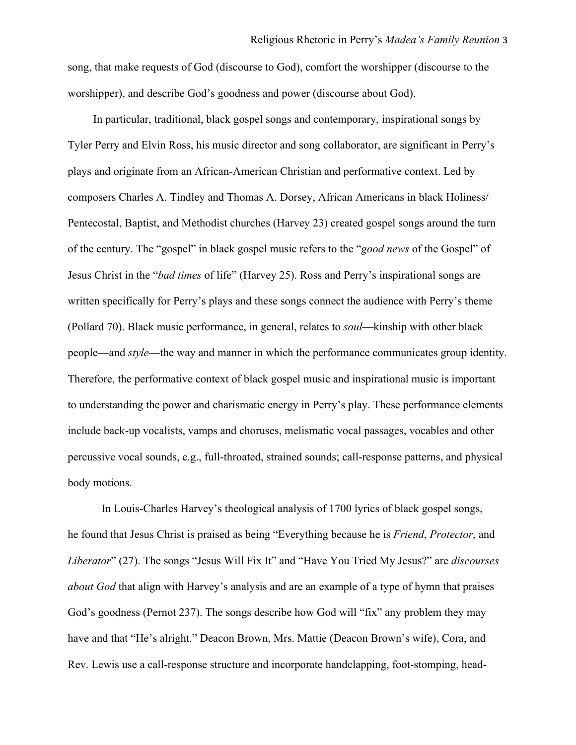song, that make requests of God (discourse to God), comfort the worshipper (discourse to the worshipper), and describe God's goodness and power (discourse about God).

In particular, traditional, black gospel songs and contemporary, inspirational songs by Tyler Perry and Elvin Ross, his music director and song collaborator, are significant in Perry's plays and originate from an African-American Christian and performative context. Led by composers Charles A. Tindley and Thomas A. Dorsey, African Americans in black Holiness/ Pentecostal, Baptist, and Methodist churches (Harvey 23) created gospel songs around the turn of the century. The "gospel" in black gospel music refers to the "*good news* of the Gospel" of Jesus Christ in the "*bad times* of life" (Harvey 25). Ross and Perry's inspirational songs are written specifically for Perry's plays and these songs connect the audience with Perry's theme (Pollard 70). Black music performance, in general, relates to *soul*—kinship with other black people—and *style*—the way and manner in which the performance communicates group identity. Therefore, the performative context of black gospel music and inspirational music is important to understanding the power and charismatic energy in Perry's play. These performance elements include back-up vocalists, vamps and choruses, melismatic vocal passages, vocables and other percussive vocal sounds, e.g., full-throated, strained sounds; call-response patterns, and physical body motions.

In Louis-Charles Harvey's theological analysis of 1700 lyrics of black gospel songs, he found that Jesus Christ is praised as being "Everything because he is *Friend*, *Protector*, and *Liberator*" (27). The songs "Jesus Will Fix It" and "Have You Tried My Jesus?" are *discourses about God* that align with Harvey's analysis and are an example of a type of hymn that praises God's goodness (Pernot 237). The songs describe how God will "fix" any problem they may have and that "He's alright." Deacon Brown, Mrs. Mattie (Deacon Brown's wife), Cora, and Rev. Lewis use a call-response structure and incorporate handclapping, foot-stomping, head-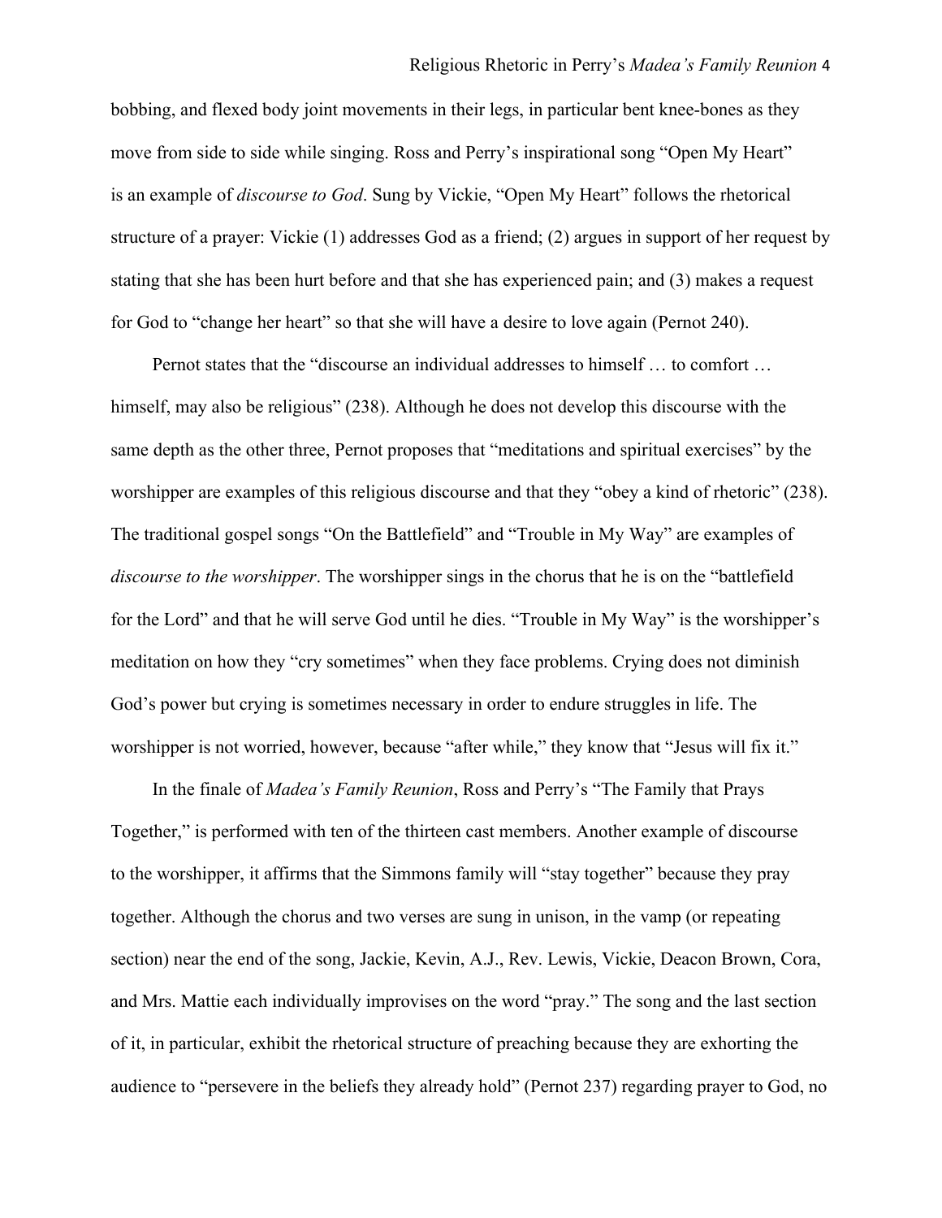bobbing, and flexed body joint movements in their legs, in particular bent knee-bones as they move from side to side while singing. Ross and Perry's inspirational song "Open My Heart" is an example of *discourse to God*. Sung by Vickie, "Open My Heart" follows the rhetorical structure of a prayer: Vickie (1) addresses God as a friend; (2) argues in support of her request by stating that she has been hurt before and that she has experienced pain; and (3) makes a request for God to "change her heart" so that she will have a desire to love again (Pernot 240).

Pernot states that the "discourse an individual addresses to himself … to comfort … himself, may also be religious" (238). Although he does not develop this discourse with the same depth as the other three, Pernot proposes that "meditations and spiritual exercises" by the worshipper are examples of this religious discourse and that they "obey a kind of rhetoric" (238). The traditional gospel songs "On the Battlefield" and "Trouble in My Way" are examples of *discourse to the worshipper*. The worshipper sings in the chorus that he is on the "battlefield for the Lord" and that he will serve God until he dies. "Trouble in My Way" is the worshipper's meditation on how they "cry sometimes" when they face problems. Crying does not diminish God's power but crying is sometimes necessary in order to endure struggles in life. The worshipper is not worried, however, because "after while," they know that "Jesus will fix it."

In the finale of *Madea's Family Reunion*, Ross and Perry's "The Family that Prays Together," is performed with ten of the thirteen cast members. Another example of discourse to the worshipper, it affirms that the Simmons family will "stay together" because they pray together. Although the chorus and two verses are sung in unison, in the vamp (or repeating section) near the end of the song, Jackie, Kevin, A.J., Rev. Lewis, Vickie, Deacon Brown, Cora, and Mrs. Mattie each individually improvises on the word "pray." The song and the last section of it, in particular, exhibit the rhetorical structure of preaching because they are exhorting the audience to "persevere in the beliefs they already hold" (Pernot 237) regarding prayer to God, no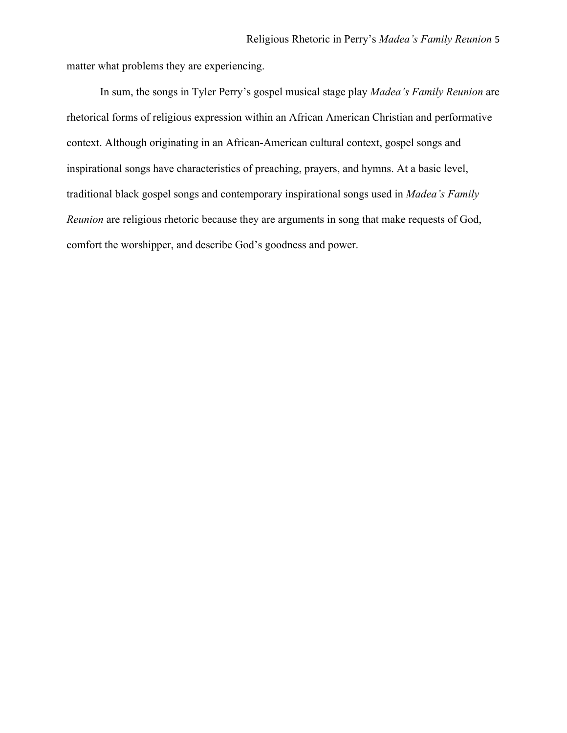matter what problems they are experiencing.

In sum, the songs in Tyler Perry's gospel musical stage play *Madea's Family Reunion* are rhetorical forms of religious expression within an African American Christian and performative context. Although originating in an African-American cultural context, gospel songs and inspirational songs have characteristics of preaching, prayers, and hymns. At a basic level, traditional black gospel songs and contemporary inspirational songs used in *Madea's Family Reunion* are religious rhetoric because they are arguments in song that make requests of God, comfort the worshipper, and describe God's goodness and power.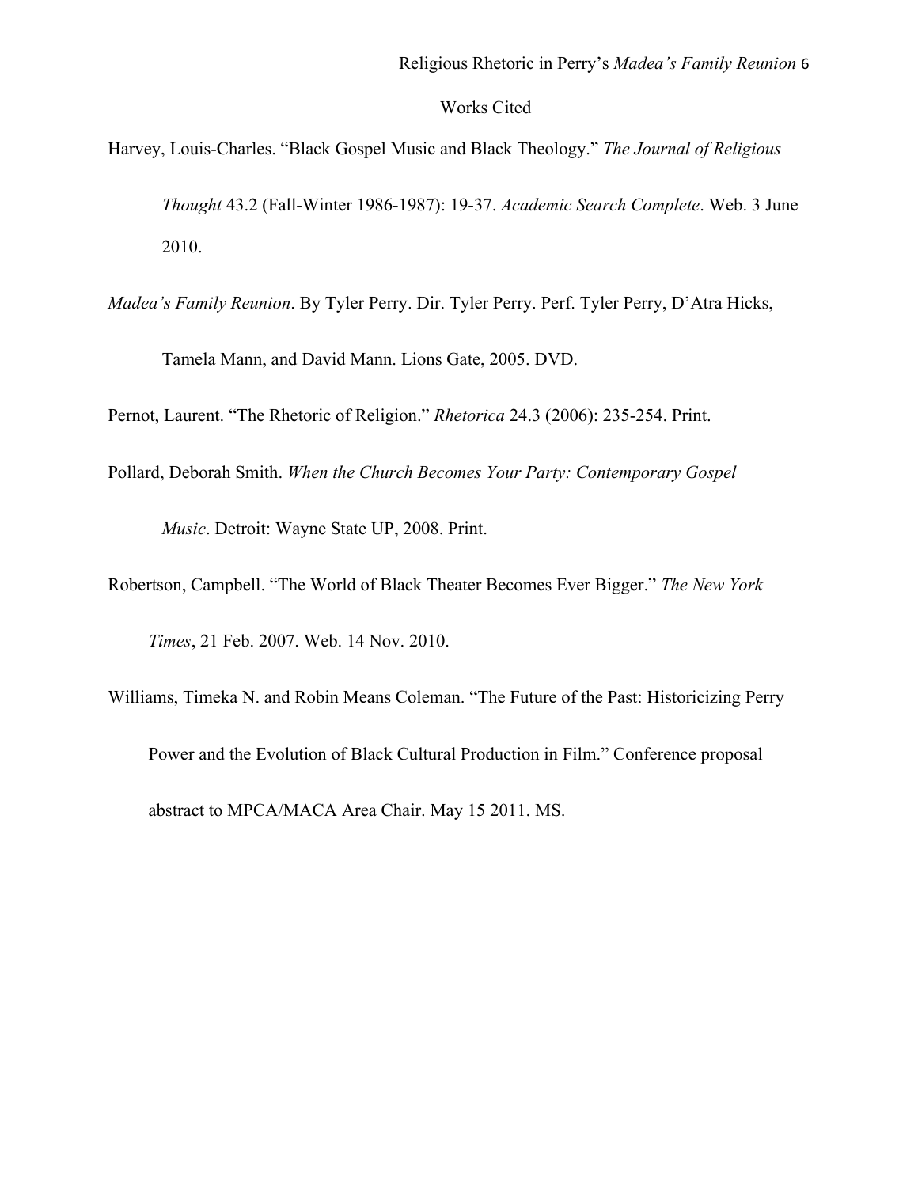# Works Cited

Harvey, Louis-Charles. "Black Gospel Music and Black Theology." *The Journal of Religious Thought* 43.2 (Fall-Winter 1986-1987): 19-37. *Academic Search Complete*. Web. 3 June 2010.

*Madea's Family Reunion*. By Tyler Perry. Dir. Tyler Perry. Perf. Tyler Perry, D'Atra Hicks, Tamela Mann, and David Mann. Lions Gate, 2005. DVD.

Pernot, Laurent. "The Rhetoric of Religion." *Rhetorica* 24.3 (2006): 235-254. Print.

Pollard, Deborah Smith. *When the Church Becomes Your Party: Contemporary Gospel Music*. Detroit: Wayne State UP, 2008. Print.

Robertson, Campbell. "The World of Black Theater Becomes Ever Bigger." *The New York Times*, 21 Feb. 2007. Web. 14 Nov. 2010.

Williams, Timeka N. and Robin Means Coleman. "The Future of the Past: Historicizing Perry Power and the Evolution of Black Cultural Production in Film." Conference proposal abstract to MPCA/MACA Area Chair. May 15 2011. MS.